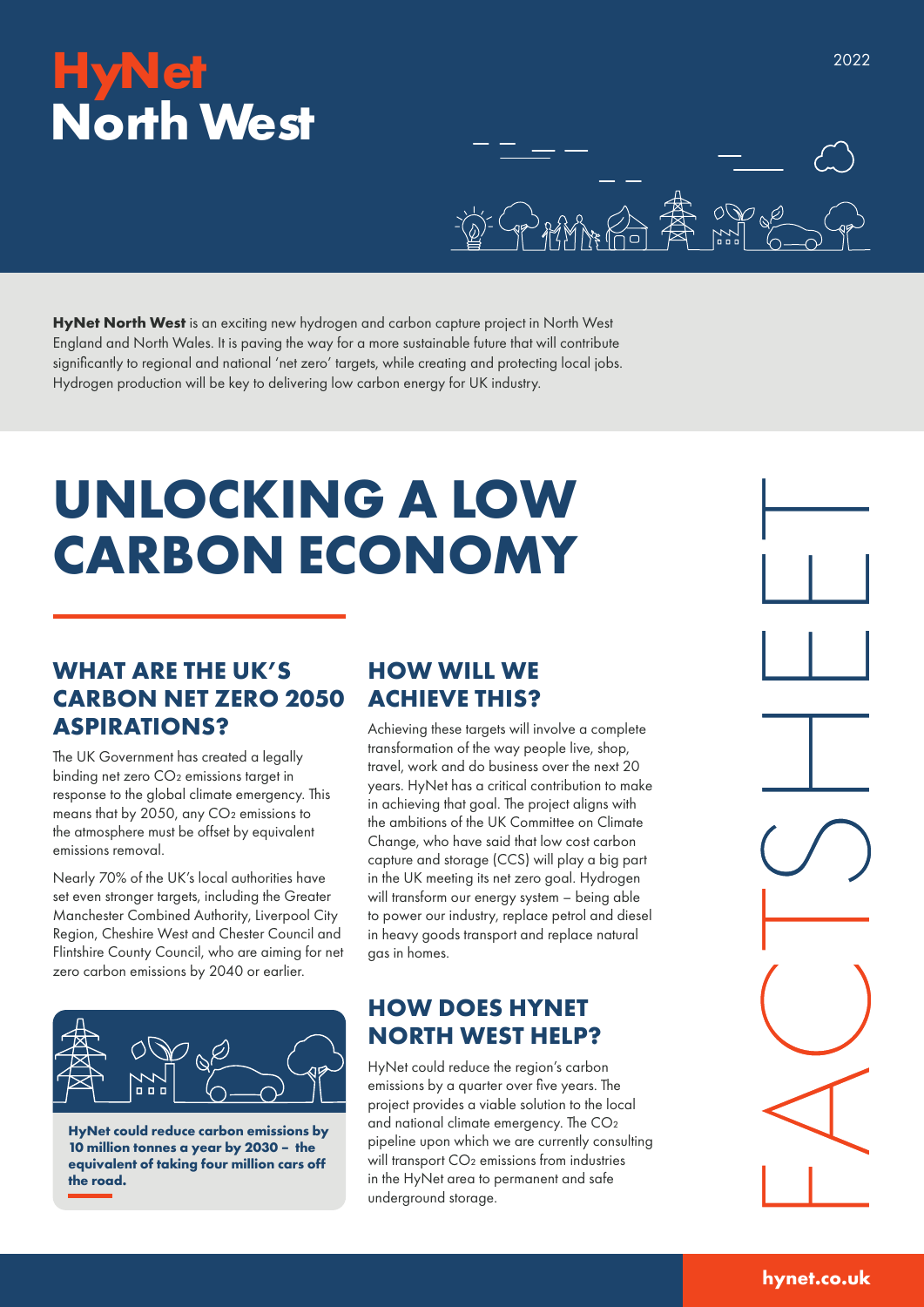# HyNet North West

2022

**HyNet North West** is an exciting new hydrogen and carbon capture project in North West England and North Wales. It is paving the way for a more sustainable future that will contribute significantly to regional and national 'net zero' targets, while creating and protecting local jobs. Hydrogen production will be key to delivering low carbon energy for UK industry.

FACTSHEET

# UNLOCKING A LOW CARBON ECONOMY

## WHAT ARE THE UK'S CARBON NET ZERO 2050 ASPIRATIONS?

The UK Government has created a legally binding net zero $CO_2$ emissions target in response to the global climate emergency. This means that by 2050, any $CO_2$ emissions to the atmosphere must be offset by equivalent emissions removal.

Nearly 70% of the UK's local authorities have set even stronger targets, including the Greater Manchester Combined Authority, Liverpool City Region, Cheshire West and Chester Council and Flintshire County Council, who are aiming for net zero carbon emissions by 2040 or earlier.

**HyNet could reduce carbon emissions by 10 million tonnes a year by 2030 – the equivalent of taking four million cars off the road.**

## HOW WILL WE ACHIEVE THIS?

Achieving these targets will involve a complete transformation of the way people live, shop, travel, work and do business over the next 20 years. HyNet has a critical contribution to make in achieving that goal. The project aligns with the ambitions of the UK Committee on Climate Change, who have said that low cost carbon capture and storage (CCS) will play a big part in the UK meeting its net zero goal. Hydrogen will transform our energy system – being able to power our industry, replace petrol and diesel in heavy goods transport and replace natural gas in homes.

## HOW DOES HYNET NORTH WEST HELP?

HyNet could reduce the region's carbon emissions by a quarter over five years. The project provides a viable solution to the local and national climate emergency. The $CO_2$ pipeline upon which we are currently consulting will transport $CO_2$ emissions from industries in the HyNet area to permanent and safe underground storage.

hynet.co.uk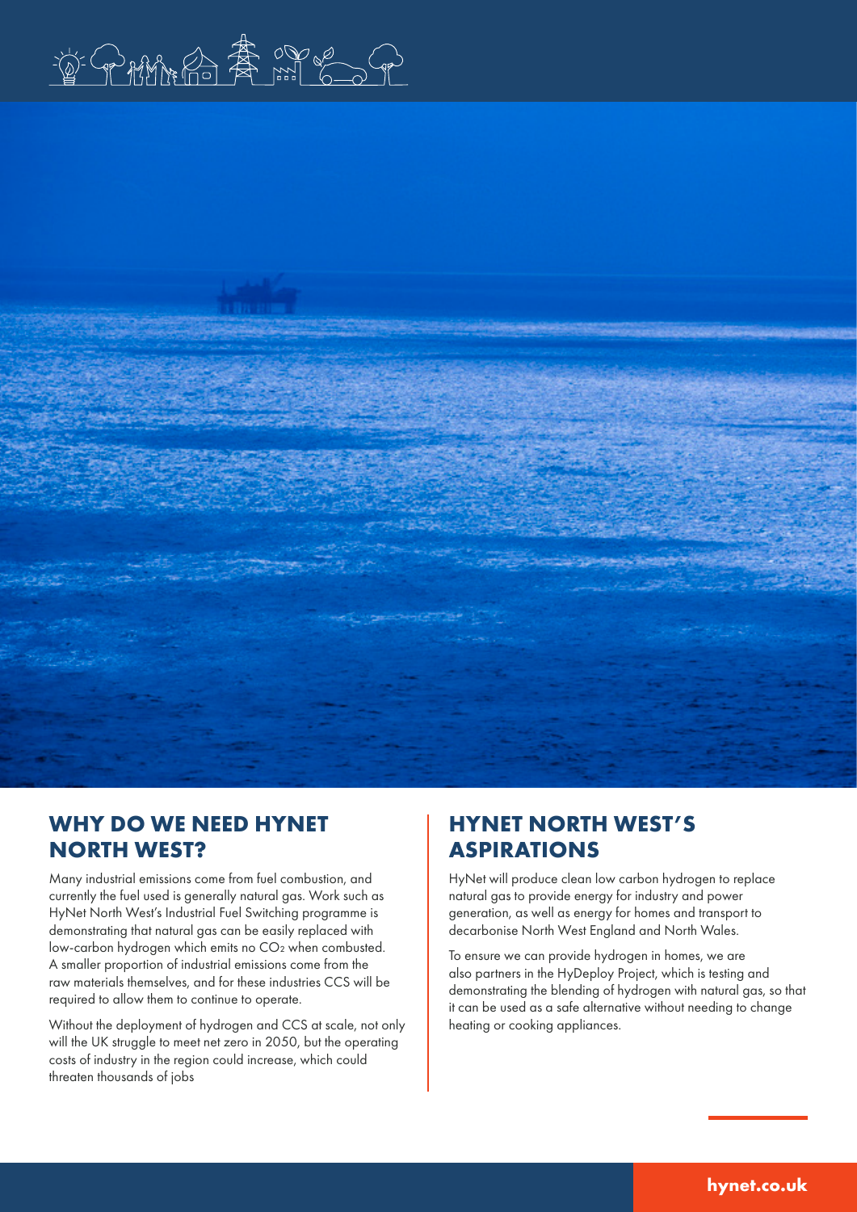## WHY DO WE NEED HYNET NORTH WEST?

Many industrial emissions come from fuel combustion, and currently the fuel used is generally natural gas. Work such as HyNet North West's Industrial Fuel Switching programme is demonstrating that natural gas can be easily replaced with low-carbon hydrogen which emits no $CO_2$ when combusted. A smaller proportion of industrial emissions come from the raw materials themselves, and for these industries CCS will be required to allow them to continue to operate.

Without the deployment of hydrogen and CCS at scale, not only will the UK struggle to meet net zero in 2050, but the operating costs of industry in the region could increase, which could threaten thousands of jobs

## HYNET NORTH WEST'S ASPIRATIONS

HyNet will produce clean low carbon hydrogen to replace natural gas to provide energy for industry and power generation, as well as energy for homes and transport to decarbonise North West England and North Wales.

To ensure we can provide hydrogen in homes, we are also partners in the HyDeploy Project, which is testing and demonstrating the blending of hydrogen with natural gas, so that it can be used as a safe alternative without needing to change heating or cooking appliances.

**hynet.co.uk**